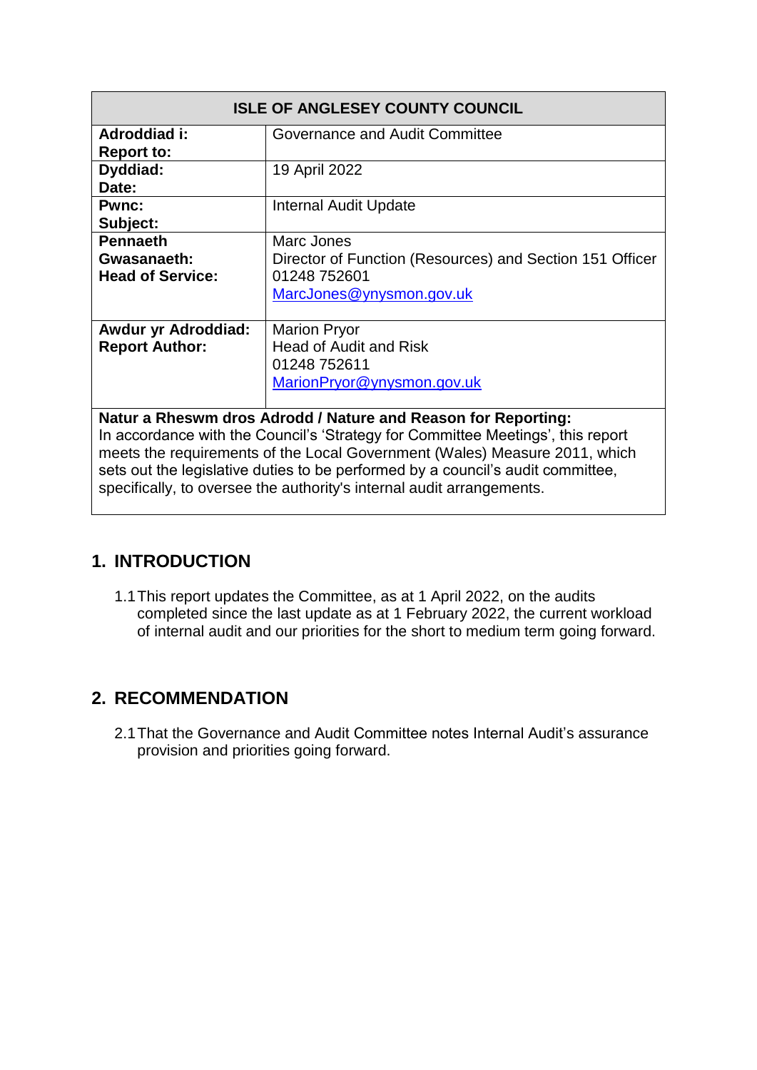| ISLE OF ANGLESEY COUNTY COUNCIL | |
|---|---|
| **Adroddiad i:**<br>**Report to:** | Governance and Audit Committee |
| **Dyddiad:**<br>**Date:** | 19 April 2022 |
| **Pwnc:**<br>**Subject:** | Internal Audit Update |
| **Pennaeth Gwasanaeth:**<br>**Head of Service:** | Marc Jones<br>Director of Function (Resources) and Section 151 Officer<br>01248 752601<br>MarcJones@ynysmon.gov.uk |
| **Awdur yr Adroddiad:**<br>**Report Author:** | Marion Pryor<br>Head of Audit and Risk<br>01248 752611<br>MarionPryor@ynysmon.gov.uk |
| **Natur a Rheswm dros Adrodd / Nature and Reason for Reporting:**<br>In accordance with the Council's 'Strategy for Committee Meetings', this report meets the requirements of the Local Government (Wales) Measure 2011, which sets out the legislative duties to be performed by a council's audit committee, specifically, to oversee the authority's internal audit arrangements. | |

## 1. INTRODUCTION

1.1 This report updates the Committee, as at 1 April 2022, on the audits completed since the last update as at 1 February 2022, the current workload of internal audit and our priorities for the short to medium term going forward.

## 2. RECOMMENDATION

2.1 That the Governance and Audit Committee notes Internal Audit's assurance provision and priorities going forward.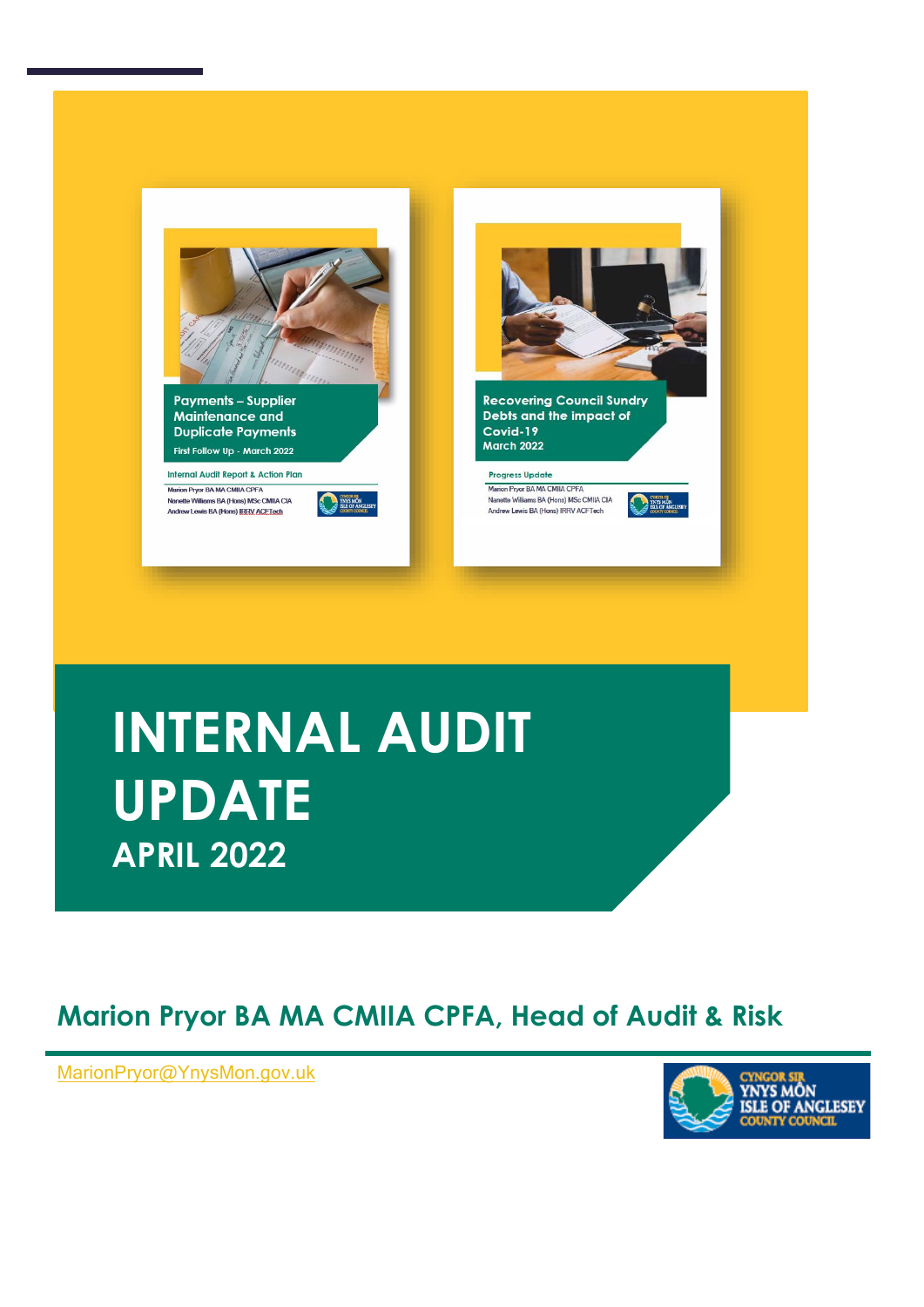# INTERNAL AUDIT UPDATE

## APRIL 2022

**Marion Pryor BA MA CMIIA CPFA, Head of Audit & Risk**

MarionPryor@YnysMon.gov.uk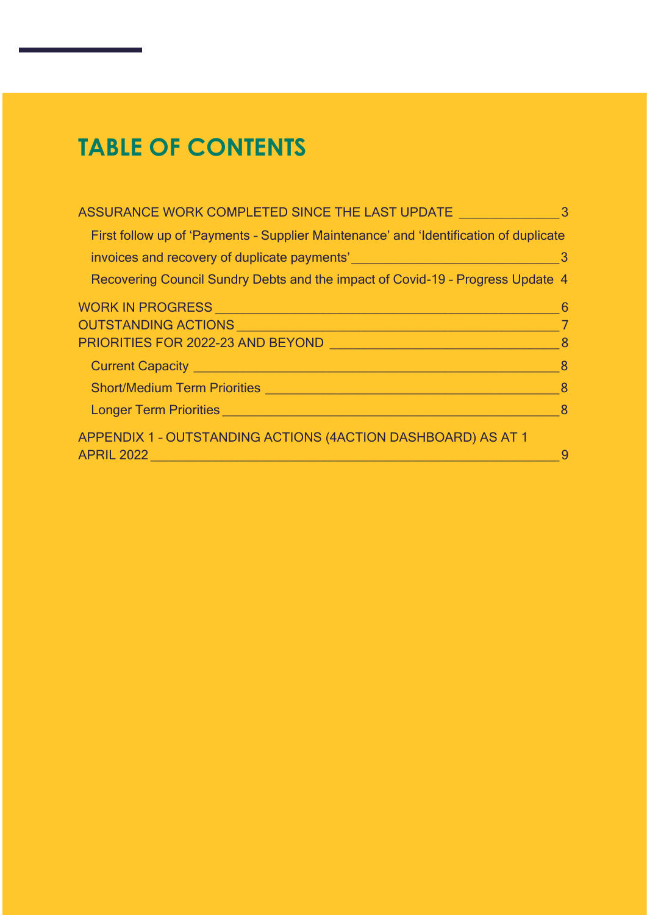# TABLE OF CONTENTS

ASSURANCE WORK COMPLETED SINCE THE LAST UPDATE ______________ 3

- First follow up of ‘Payments – Supplier Maintenance’ and ‘Identification of duplicate invoices and recovery of duplicate payments’ ______________ 3
- Recovering Council Sundry Debts and the impact of Covid-19 – Progress Update 4

WORK IN PROGRESS ______________ 6

OUTSTANDING ACTIONS ______________ 7

PRIORITIES FOR 2022-23 AND BEYOND ______________ 8

- Current Capacity ______________ 8
- Short/Medium Term Priorities ______________ 8
- Longer Term Priorities ______________ 8

APPENDIX 1 – OUTSTANDING ACTIONS (4ACTION DASHBOARD) AS AT 1 APRIL 2022 ______________ 9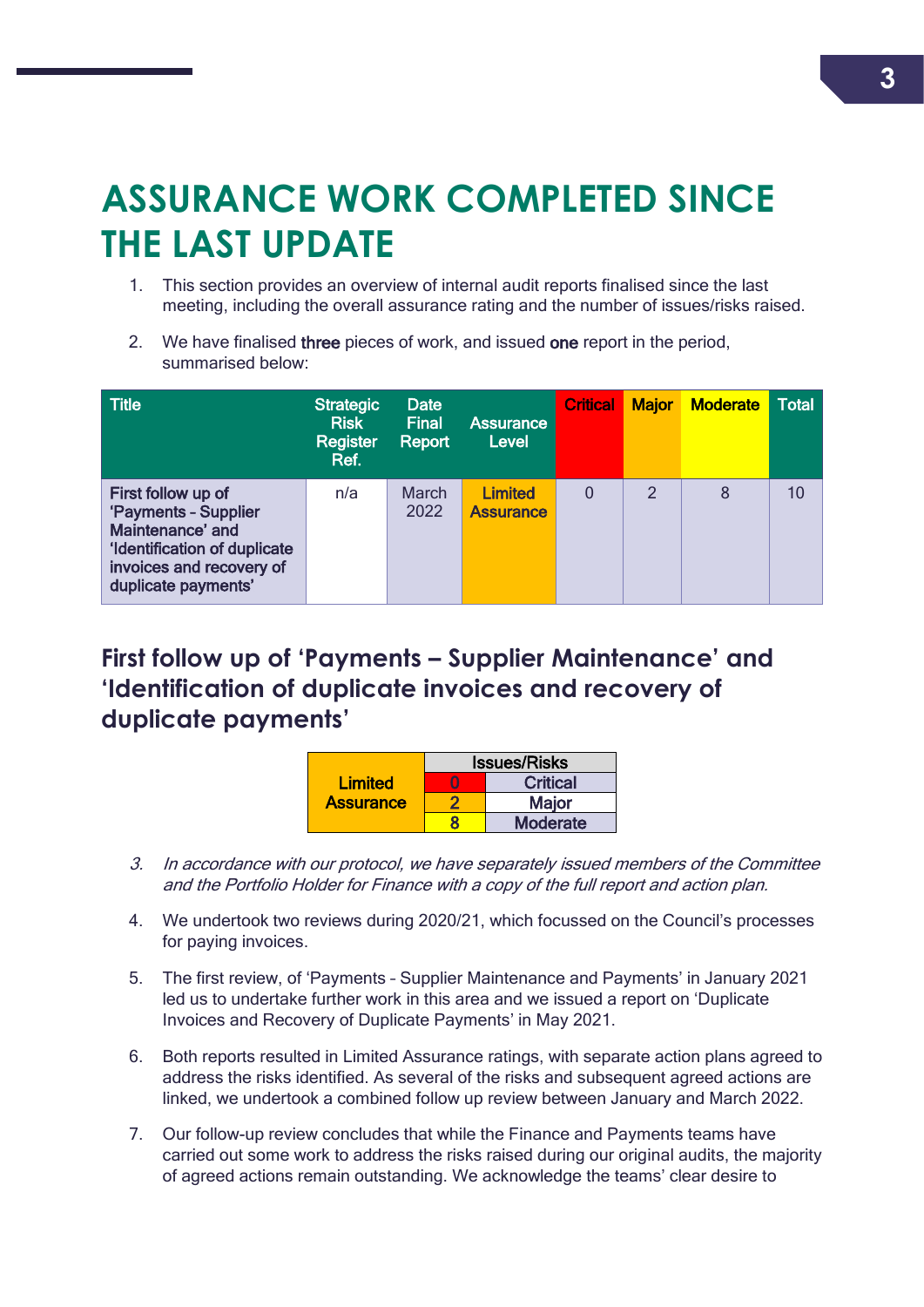# ASSURANCE WORK COMPLETED SINCE THE LAST UPDATE

1. This section provides an overview of internal audit reports finalised since the last meeting, including the overall assurance rating and the number of issues/risks raised.

2. We have finalised **three** pieces of work, and issued **one** report in the period, summarised below:

| Title | Strategic Risk Register Ref. | Date Final Report | Assurance Level | Critical | Major | Moderate | Total |
|---|---|---|---|---|---|---|---|
| First follow up of 'Payments - Supplier Maintenance' and 'Identification of duplicate invoices and recovery of duplicate payments' | n/a | March 2022 | Limited Assurance | 0 | 2 | 8 | 10 |

## First follow up of 'Payments – Supplier Maintenance' and 'Identification of duplicate invoices and recovery of duplicate payments'

| Limited Assurance | Issues/Risks | |
|---|---|---|
| | 0 | Critical |
| | 2 | Major |
| | 8 | Moderate |

3. *In accordance with our protocol, we have separately issued members of the Committee and the Portfolio Holder for Finance with a copy of the full report and action plan.*

4. We undertook two reviews during 2020/21, which focussed on the Council's processes for paying invoices.

5. The first review, of 'Payments – Supplier Maintenance and Payments' in January 2021 led us to undertake further work in this area and we issued a report on 'Duplicate Invoices and Recovery of Duplicate Payments' in May 2021.

6. Both reports resulted in Limited Assurance ratings, with separate action plans agreed to address the risks identified. As several of the risks and subsequent agreed actions are linked, we undertook a combined follow up review between January and March 2022.

7. Our follow-up review concludes that while the Finance and Payments teams have carried out some work to address the risks raised during our original audits, the majority of agreed actions remain outstanding. We acknowledge the teams' clear desire to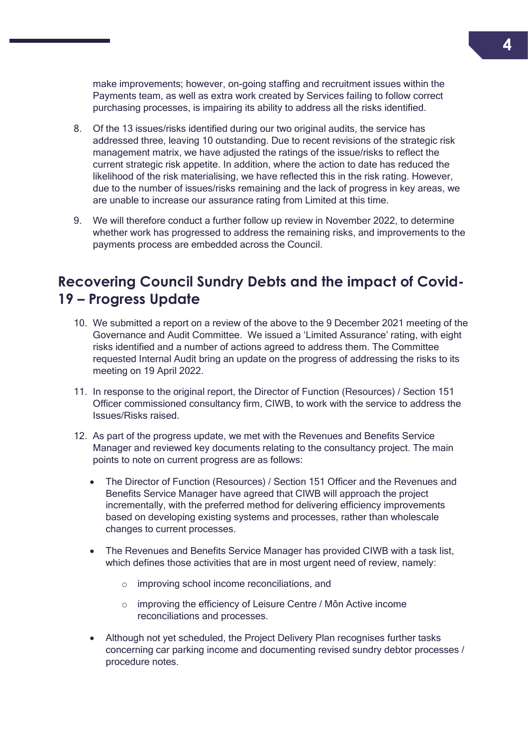make improvements; however, on-going staffing and recruitment issues within the Payments team, as well as extra work created by Services failing to follow correct purchasing processes, is impairing its ability to address all the risks identified.

8. Of the 13 issues/risks identified during our two original audits, the service has addressed three, leaving 10 outstanding. Due to recent revisions of the strategic risk management matrix, we have adjusted the ratings of the issue/risks to reflect the current strategic risk appetite. In addition, where the action to date has reduced the likelihood of the risk materialising, we have reflected this in the risk rating. However, due to the number of issues/risks remaining and the lack of progress in key areas, we are unable to increase our assurance rating from Limited at this time.

9. We will therefore conduct a further follow up review in November 2022, to determine whether work has progressed to address the remaining risks, and improvements to the payments process are embedded across the Council.

## Recovering Council Sundry Debts and the impact of Covid-19 – Progress Update

10. We submitted a report on a review of the above to the 9 December 2021 meeting of the Governance and Audit Committee. We issued a 'Limited Assurance' rating, with eight risks identified and a number of actions agreed to address them. The Committee requested Internal Audit bring an update on the progress of addressing the risks to its meeting on 19 April 2022.

11. In response to the original report, the Director of Function (Resources) / Section 151 Officer commissioned consultancy firm, CIWB, to work with the service to address the Issues/Risks raised.

12. As part of the progress update, we met with the Revenues and Benefits Service Manager and reviewed key documents relating to the consultancy project. The main points to note on current progress are as follows:

    - The Director of Function (Resources) / Section 151 Officer and the Revenues and Benefits Service Manager have agreed that CIWB will approach the project incrementally, with the preferred method for delivering efficiency improvements based on developing existing systems and processes, rather than wholescale changes to current processes.

    - The Revenues and Benefits Service Manager has provided CIWB with a task list, which defines those activities that are in most urgent need of review, namely:

        - improving school income reconciliations, and

        - improving the efficiency of Leisure Centre / Môn Active income reconciliations and processes.

    - Although not yet scheduled, the Project Delivery Plan recognises further tasks concerning car parking income and documenting revised sundry debtor processes / procedure notes.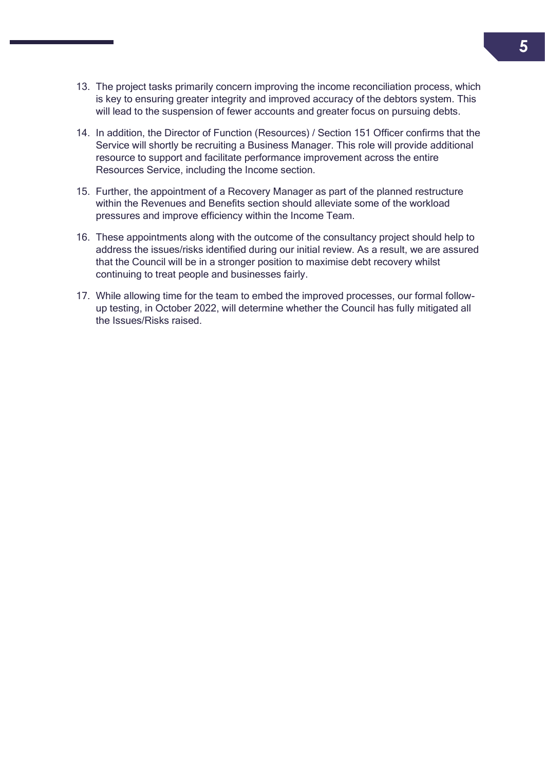13. The project tasks primarily concern improving the income reconciliation process, which is key to ensuring greater integrity and improved accuracy of the debtors system. This will lead to the suspension of fewer accounts and greater focus on pursuing debts.

14. In addition, the Director of Function (Resources) / Section 151 Officer confirms that the Service will shortly be recruiting a Business Manager. This role will provide additional resource to support and facilitate performance improvement across the entire Resources Service, including the Income section.

15. Further, the appointment of a Recovery Manager as part of the planned restructure within the Revenues and Benefits section should alleviate some of the workload pressures and improve efficiency within the Income Team.

16. These appointments along with the outcome of the consultancy project should help to address the issues/risks identified during our initial review. As a result, we are assured that the Council will be in a stronger position to maximise debt recovery whilst continuing to treat people and businesses fairly.

17. While allowing time for the team to embed the improved processes, our formal follow-up testing, in October 2022, will determine whether the Council has fully mitigated all the Issues/Risks raised.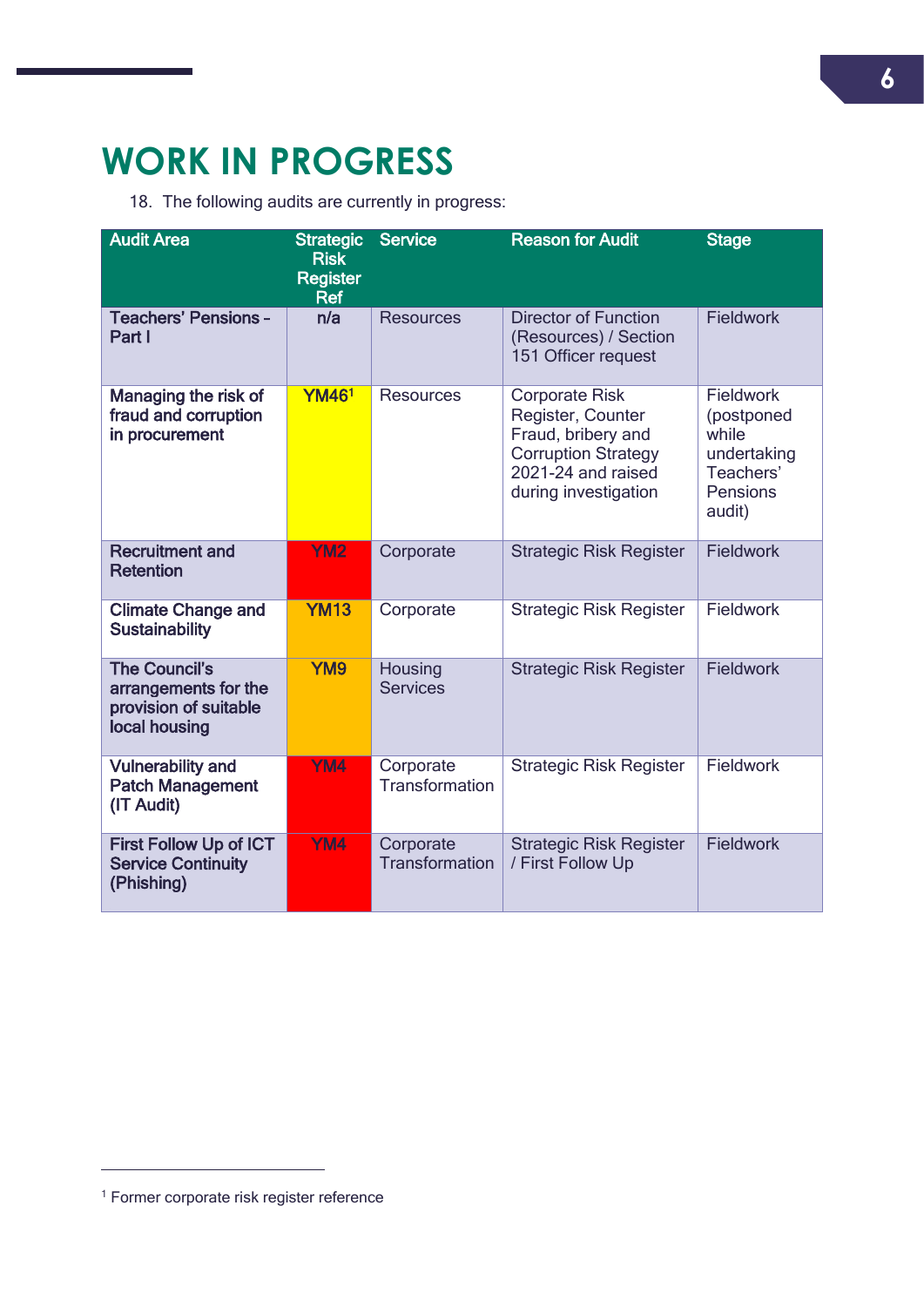# WORK IN PROGRESS

18. The following audits are currently in progress:

| Audit Area | Strategic Risk Register Ref | Service | Reason for Audit | Stage |
|---|---|---|---|---|
| **Teachers' Pensions - Part I** | n/a | Resources | Director of Function (Resources) / Section 151 Officer request | Fieldwork |
| **Managing the risk of fraud and corruption in procurement** | YM46[1] | Resources | Corporate Risk Register, Counter Fraud, bribery and Corruption Strategy 2021-24 and raised during investigation | Fieldwork (postponed while undertaking Teachers' Pensions audit) |
| **Recruitment and Retention** | YM2 | Corporate | Strategic Risk Register | Fieldwork |
| **Climate Change and Sustainability** | YM13 | Corporate | Strategic Risk Register | Fieldwork |
| **The Council's arrangements for the provision of suitable local housing** | YM9 | Housing Services | Strategic Risk Register | Fieldwork |
| **Vulnerability and Patch Management (IT Audit)** | YM4 | Corporate Transformation | Strategic Risk Register | Fieldwork |
| **First Follow Up of ICT Service Continuity (Phishing)** | YM4 | Corporate Transformation | Strategic Risk Register / First Follow Up | Fieldwork |

[1] Former corporate risk register reference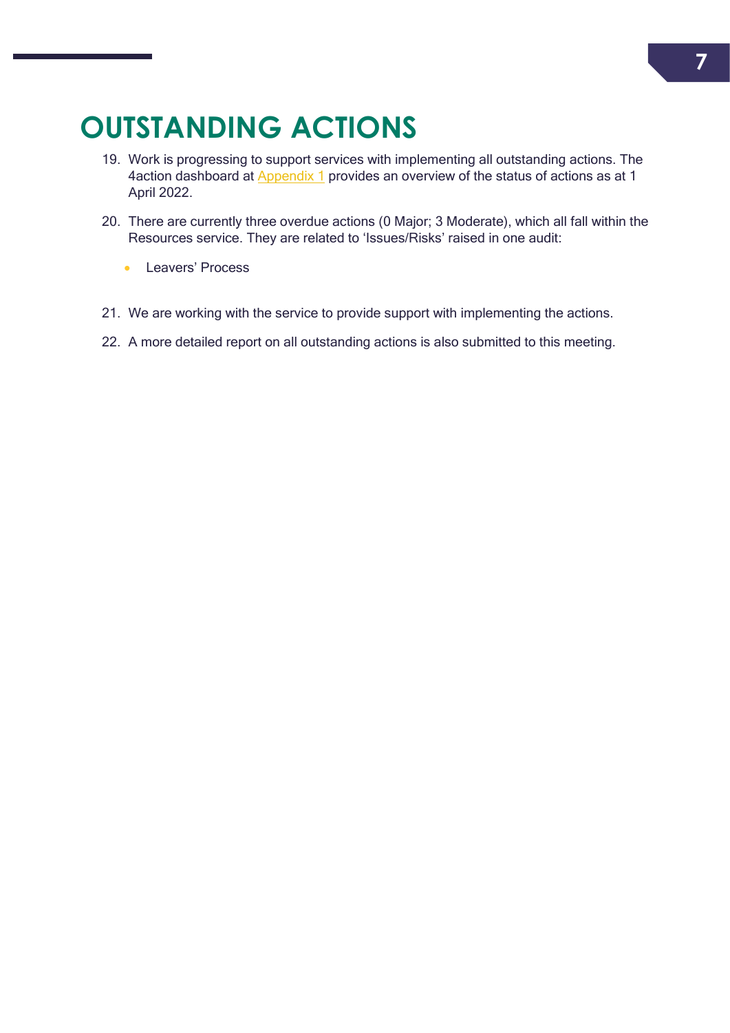# OUTSTANDING ACTIONS

19. Work is progressing to support services with implementing all outstanding actions. The 4action dashboard at Appendix 1 provides an overview of the status of actions as at 1 April 2022.

20. There are currently three overdue actions (0 Major; 3 Moderate), which all fall within the Resources service. They are related to 'Issues/Risks' raised in one audit:

    - Leavers' Process

21. We are working with the service to provide support with implementing the actions.

22. A more detailed report on all outstanding actions is also submitted to this meeting.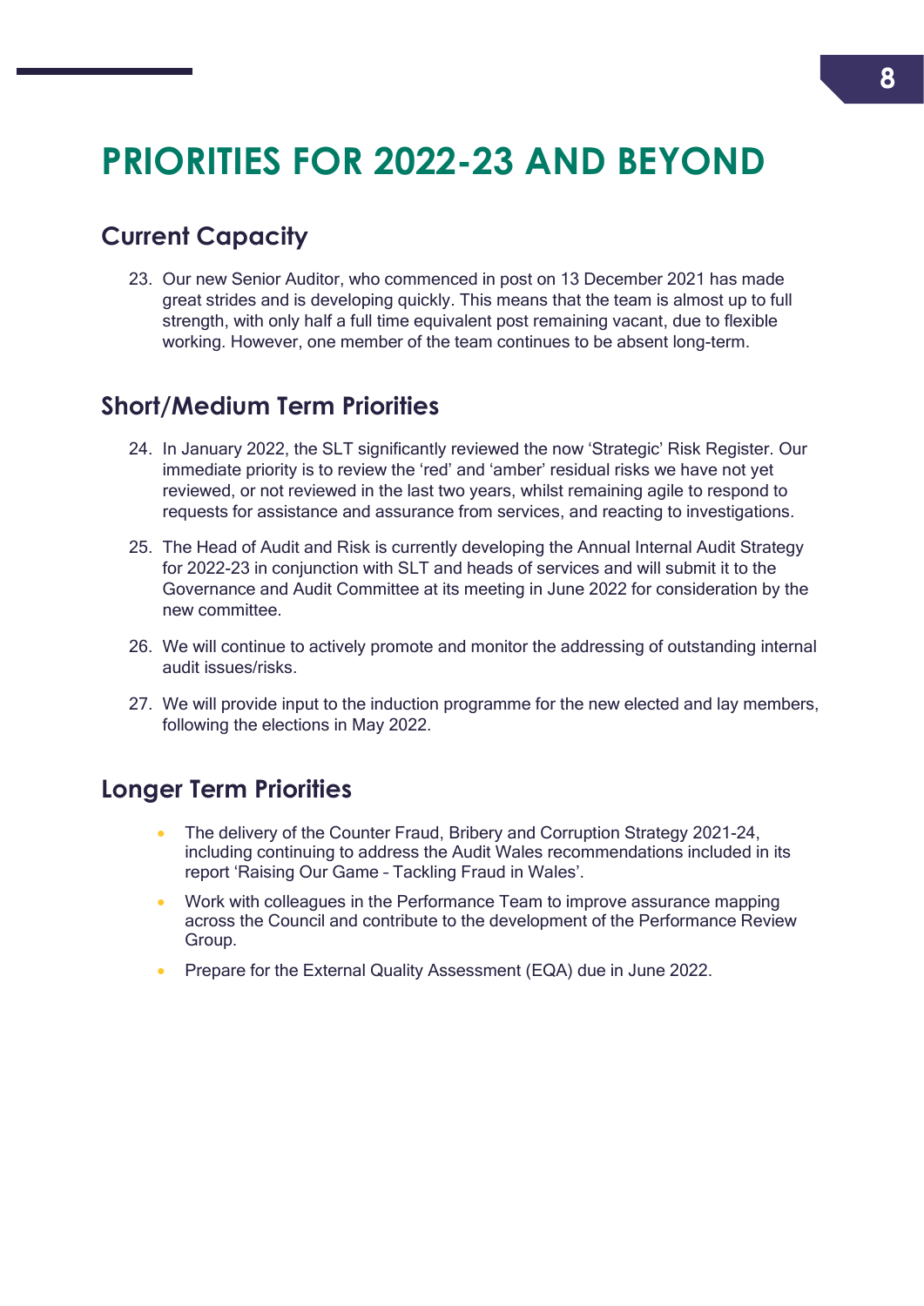# PRIORITIES FOR 2022-23 AND BEYOND

## Current Capacity

23. Our new Senior Auditor, who commenced in post on 13 December 2021 has made great strides and is developing quickly. This means that the team is almost up to full strength, with only half a full time equivalent post remaining vacant, due to flexible working. However, one member of the team continues to be absent long-term.

## Short/Medium Term Priorities

24. In January 2022, the SLT significantly reviewed the now 'Strategic' Risk Register. Our immediate priority is to review the 'red' and 'amber' residual risks we have not yet reviewed, or not reviewed in the last two years, whilst remaining agile to respond to requests for assistance and assurance from services, and reacting to investigations.

25. The Head of Audit and Risk is currently developing the Annual Internal Audit Strategy for 2022-23 in conjunction with SLT and heads of services and will submit it to the Governance and Audit Committee at its meeting in June 2022 for consideration by the new committee.

26. We will continue to actively promote and monitor the addressing of outstanding internal audit issues/risks.

27. We will provide input to the induction programme for the new elected and lay members, following the elections in May 2022.

## Longer Term Priorities

- The delivery of the Counter Fraud, Bribery and Corruption Strategy 2021-24, including continuing to address the Audit Wales recommendations included in its report 'Raising Our Game – Tackling Fraud in Wales'.
- Work with colleagues in the Performance Team to improve assurance mapping across the Council and contribute to the development of the Performance Review Group.
- Prepare for the External Quality Assessment (EQA) due in June 2022.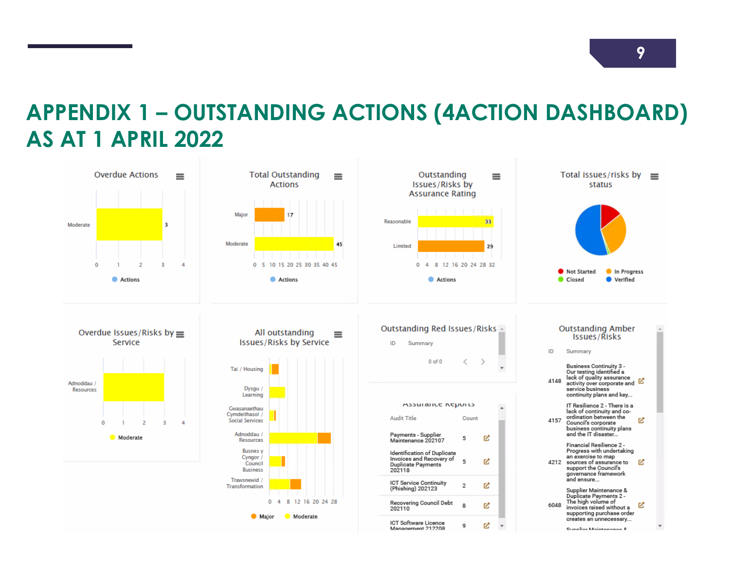# APPENDIX 1 – OUTSTANDING ACTIONS (4ACTION DASHBOARD) AS AT 1 APRIL 2022

Overdue Actions

Moderate 3

0 1 2 3 4

Actions

Total Outstanding Actions

Major 17

Moderate 45

0 5 10 15 20 25 30 35 40 45

Actions

Outstanding Issues/Risks by Assurance Rating

Reasonable 33

Limited 29

0 4 8 12 16 20 24 28 32

Actions

Total issues/risks by status

Not Started
In Progress
Closed
Verified

Overdue Issues/Risks by Service

Adnoddau / Resources

0 1 2 3 4

Moderate

All outstanding Issues/Risks by Service

Tai / Housing

Dysgu / Learning

Gwasanaethau Cymdeithasol / Social Services

Adnoddau / Resources

Busnes y Cyngor / Council Business

Trawsnewid / Transformation

0 4 8 12 16 20 24 28

Major
Moderate

Outstanding Red Issues/Risks

| ID | Summary |
|---|---|

0 of 0

Assurance Reports

| Audit Title | Count |
|---|---|
| Payments - Supplier Maintenance 202107 | 5 |
| Identification of Duplicate Invoices and Recovery of Duplicate Payments 202118 | 5 |
| ICT Service Continuity (Phishing) 202123 | 2 |
| Recovering Council Debt 202110 | 8 |
| ICT Software Licence Management 212208 | 9 |

Outstanding Amber Issues/Risks

| ID | Summary |
|---|---|
| 4148 | Business Continuity 3 - Our testing identified a lack of quality assurance activity over corporate and service business continuity plans and key... |
| 4157 | IT Resilience 2 - There is a lack of continuity and co-ordination between the Council's corporate business continuity plans and the IT disaster... |
| 4212 | Financial Resilience 2 - Progress with undertaking an exercise to map sources of assurance to support the Council's governance framework and ensure... |
| 6048 | Supplier Maintenance & Duplicate Payments 2 - The high volume of invoices raised without a supporting purchase order creates an unnecessary... |